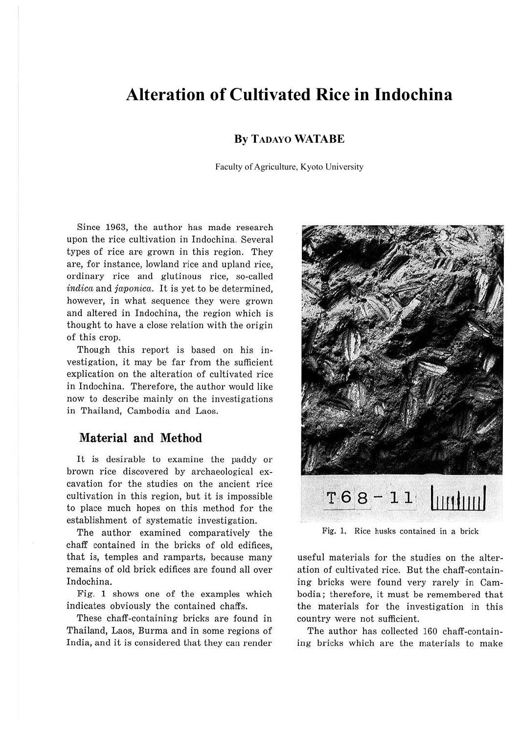# Alteration of Cultivated Rice in Indochina

### By TADAYO WATABE

Faculty of Agriculture, Kyoto University

Since 1963, the author has made research upon the rice cultivation in Indochina. Several types of rice are grown in this region. They are, for instance, lowland rice and upland rice, ordinary rice and glutinous rice, so-called *indica* and *japonica*. It is yet to be determined, however, in what sequence they were grown and altered in Indochina, the region which is thought to have a close relation with the origin of this crop.

Though this report is based on his investigation, it may be far from the sufficient explication on the alteration of cultivated rice in Indochina. Therefore, the author would like now to describe mainly on the investigations in Thailand, Cambodia and Laos.

## Material and Method

It is desirable to examine the paddy or brown rice discovered by archaeological excavation for the studies on the ancient rice cultivation in this region, but it is impossible to place much hopes on this method for the establishment of systematic investigation.

The author examined comparatively the chaff contained in the bricks of old edifices, that is, temples and ramparts, because many remains of old brick edifices are found all over Indochina.

Fig. 1 shows one of the examples which indicates obviously the contained chaffs.

These chaff-containing bricks are found in Thailand, Laos, Burma and in some regions of India, and it is considered that they can render useful materials for the studies on the alteration of cultivated rice. But the chaff-containing bricks were found very rarely in Cambodia; therefore, it must be remembered that the materials for the investigation in this country were not sufficient.

T68-11

Fig. 1. Rice husks contained in a brick

The author has collected 160 chaff-containing bricks which are the materials to make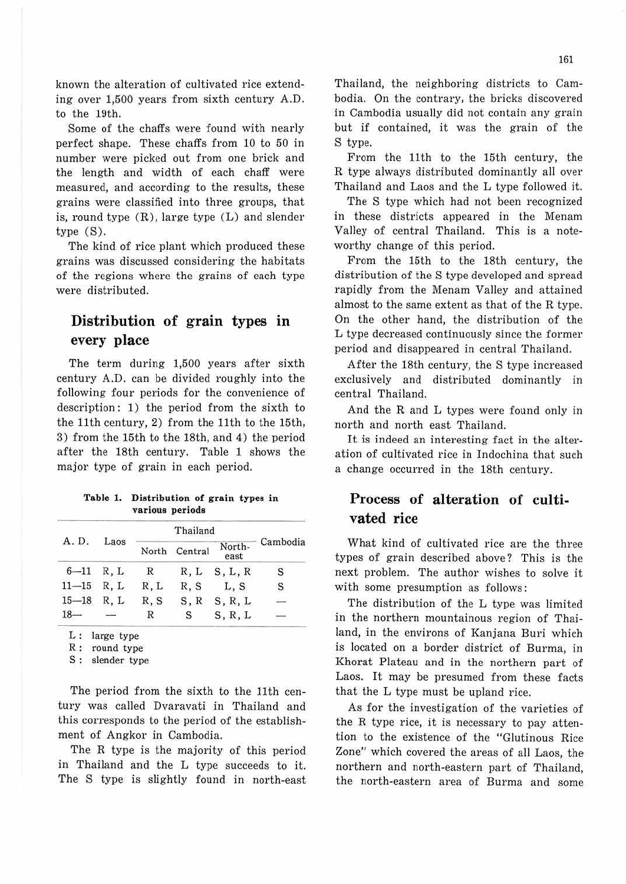known the alteration of cultivated rice extending over 1,500 years from sixth century A.D. to the 19th.

Some of the chaffs were found with nearly perfect shape. These chaffs from 10 to 50 in number were picked out from one brick and the length and width of each chaff were measured, and according to the results, these grains were classified into three groups, that is, round type (R), large type (L) and slender type (S).

The kind of rice plant which produced these grains was discussed considering the habitats of the regions where the grains of each type were distributed.

## Distribution of grain types in every place

The term during 1,500 years after sixth century A.D. can be divided roughly into the following four periods for the convenience of description: 1) the period from the sixth to the 11th century, 2) from the 11th to the 15th, 3) from the 15th to the 18th, and 4) the period after the 18th century. Table 1 shows the major type of grain in each period.

**Table 1. Distribution of grain types in various periods**

| A. D. | Laos | Thailand | | | Cambodia |
|---|---|---|---|---|---|
| | | North | Central | North-east | |
| 6—11 | R, L | R | R, L | S, L, R | S |
| 11—15 | R, L | R, L | R, S | L, S | S |
| 15—18 | R, L | R, S | S, R | S, R, L | — |
| 18— | — | R | S | S, R, L | — |

L : large type
R : round type
S : slender type

The period from the sixth to the 11th century was called Dvaravati in Thailand and this corresponds to the period of the establishment of Angkor in Cambodia.

The R type is the majority of this period in Thailand and the L type succeeds to it. The S type is slightly found in north-east Thailand, the neighboring districts to Cambodia. On the contrary, the bricks discovered in Cambodia usually did not contain any grain but if contained, it was the grain of the S type.

From the 11th to the 15th century, the R type always distributed dominantly all over Thailand and Laos and the L type followed it.

The S type which had not been recognized in these districts appeared in the Menam Valley of central Thailand. This is a noteworthy change of this period.

From the 15th to the 18th century, the distribution of the S type developed and spread rapidly from the Menam Valley and attained almost to the same extent as that of the R type. On the other hand, the distribution of the L type decreased continuously since the former period and disappeared in central Thailand.

After the 18th century, the S type increased exclusively and distributed dominantly in central Thailand.

And the R and L types were found only in north and north east Thailand.

It is indeed an interesting fact in the alteration of cultivated rice in Indochina that such a change occurred in the 18th century.

## Process of alteration of cultivated rice

What kind of cultivated rice are the three types of grain described above? This is the next problem. The author wishes to solve it with some presumption as follows:

The distribution of the L type was limited in the northern mountainous region of Thailand, in the environs of Kanjana Buri which is located on a border district of Burma, in Khorat Plateau and in the northern part of Laos. It may be presumed from these facts that the L type must be upland rice.

As for the investigation of the varieties of the R type rice, it is necessary to pay attention to the existence of the "Glutinous Rice Zone" which covered the areas of all Laos, the northern and north-eastern part of Thailand, the north-eastern area of Burma and some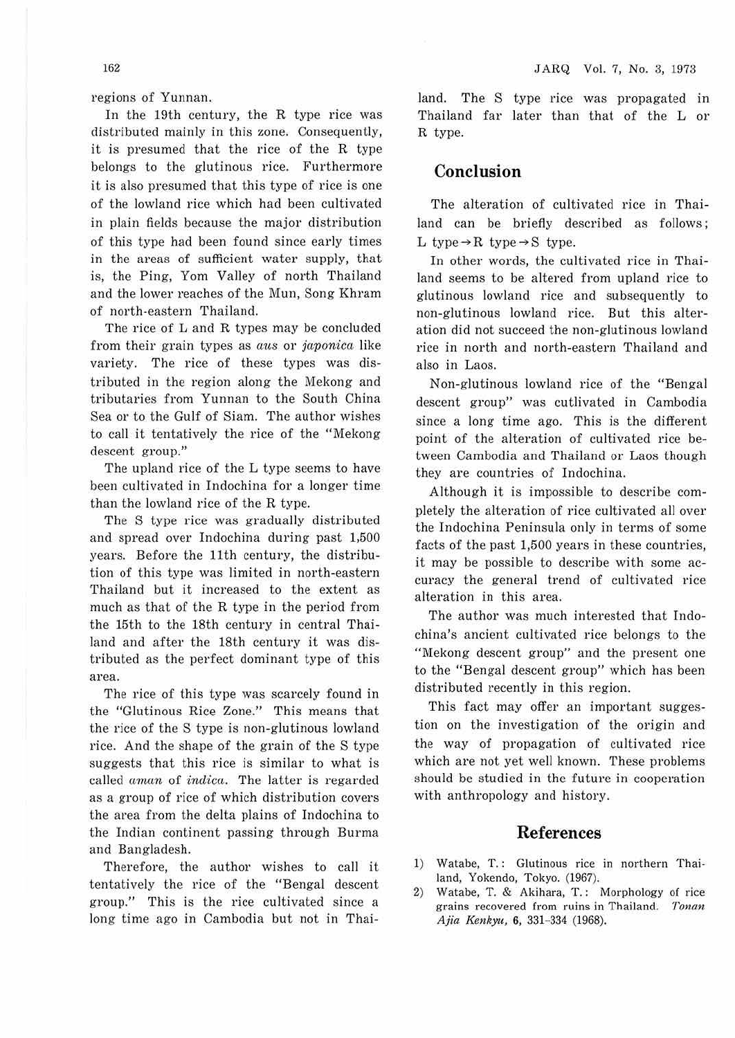regions of Yunnan.

In the 19th century, the R type rice was distributed mainly in this zone. Consequently, it is presumed that the rice of the R type belongs to the glutinous rice. Furthermore it is also presumed that this type of rice is one of the lowland rice which had been cultivated in plain fields because the major distribution of this type had been found since early times in the areas of sufficient water supply, that is, the Ping, Yom Valley of north Thailand and the lower reaches of the Mun, Song Khram of north-eastern Thailand.

The rice of L and R types may be concluded from their grain types as *aus* or *japonica* like variety. The rice of these types was distributed in the region along the Mekong and tributaries from Yunnan to the South China Sea or to the Gulf of Siam. The author wishes to call it tentatively the rice of the "Mekong descent group."

The upland rice of the L type seems to have been cultivated in Indochina for a longer time than the lowland rice of the R type.

The S type rice was gradually distributed and spread over Indochina during past 1,500 years. Before the 11th century, the distribution of this type was limited in north-eastern Thailand but it increased to the extent as much as that of the R type in the period from the 15th to the 18th century in central Thailand and after the 18th century it was distributed as the perfect dominant type of this area.

The rice of this type was scarcely found in the "Glutinous Rice Zone." This means that the rice of the S type is non-glutinous lowland rice. And the shape of the grain of the S type suggests that this rice is similar to what is called *aman* of *indica*. The latter is regarded as a group of rice of which distribution covers the area from the delta plains of Indochina to the Indian continent passing through Burma and Bangladesh.

Therefore, the author wishes to call it tentatively the rice of the "Bengal descent group." This is the rice cultivated since a long time ago in Cambodia but not in Thailand. The S type rice was propagated in Thailand far later than that of the L or R type.

## Conclusion

The alteration of cultivated rice in Thailand can be briefly described as follows; L type → R type → S type.

In other words, the cultivated rice in Thailand seems to be altered from upland rice to glutinous lowland rice and subsequently to non-glutinous lowland rice. But this alteration did not succeed the non-glutinous lowland rice in north and north-eastern Thailand and also in Laos.

Non-glutinous lowland rice of the "Bengal descent group" was cutlivated in Cambodia since a long time ago. This is the different point of the alteration of cultivated rice between Cambodia and Thailand or Laos though they are countries of Indochina.

Although it is impossible to describe completely the alteration of rice cultivated all over the Indochina Peninsula only in terms of some facts of the past 1,500 years in these countries, it may be possible to describe with some accuracy the general trend of cultivated rice alteration in this area.

The author was much interested that Indochina's ancient cultivated rice belongs to the "Mekong descent group" and the present one to the "Bengal descent group" which has been distributed recently in this region.

This fact may offer an important suggestion on the investigation of the origin and the way of propagation of cultivated rice which are not yet well known. These problems should be studied in the future in cooperation with anthropology and history.

## References

1) Watabe, T.: Glutinous rice in northern Thailand, Yokendo, Tokyo. (1967).
2) Watabe, T. & Akihara, T.: Morphology of rice grains recovered from ruins in Thailand. *Tonan Ajia Kenkyu*, **6**, 331–334 (1968).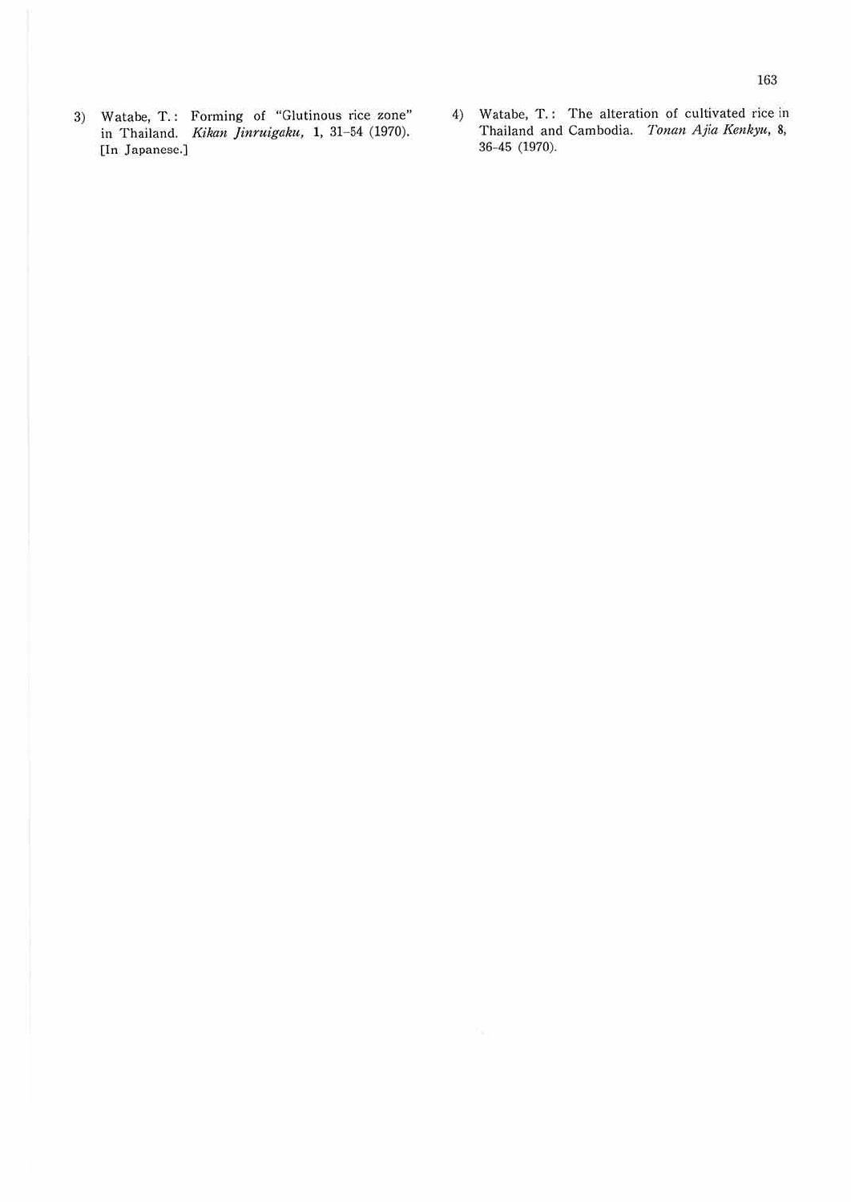3) Watabe, T.: Forming of "Glutinous rice zone" in Thailand. *Kikan Jinruigaku*, **1**, 31–54 (1970). [In Japanese.]

4) Watabe, T.: The alteration of cultivated rice in Thailand and Cambodia. *Tonan Ajia Kenkyu*, **8**, 36–45 (1970).